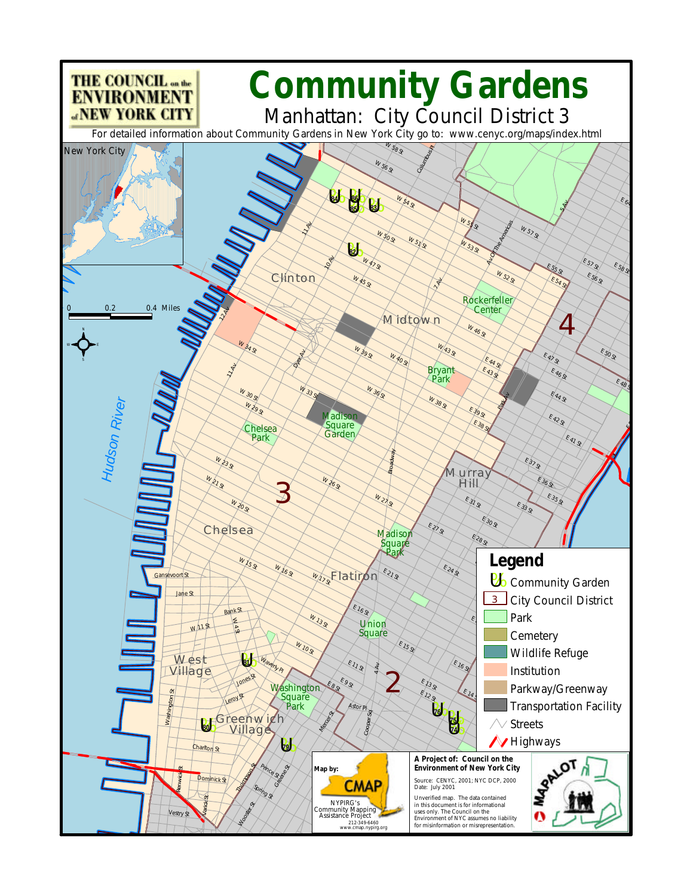THE COUNCIL on the ENVIRONMENT of NEW YORK CITY

# Community Gardens

## Manhattan: City Council District 3

For detailed information about Community Gardens in New York City go to: www.cenyc.org/maps/index.html

## Legend

- Community Garden
- City Council District
- Park
- Cemetery
- Wildlife Refuge
- Institution
- Parkway/Greenway
- Transportation Facility
- Streets
- Highways

Map by: CMAP
NYPIRG's Community Mapping Assistance Project
212-349-6460
www.cmap.nypirg.org

**A Project of: Council on the Environment of New York City**

Source: CENYC, 2001; NYC DCP, 2000
Date: July 2001

Unverified map. The data contained in this document is for informational uses only. The Council on the Environment of NYC assumes no liability for misinformation or misrepresentation.

MAPALOT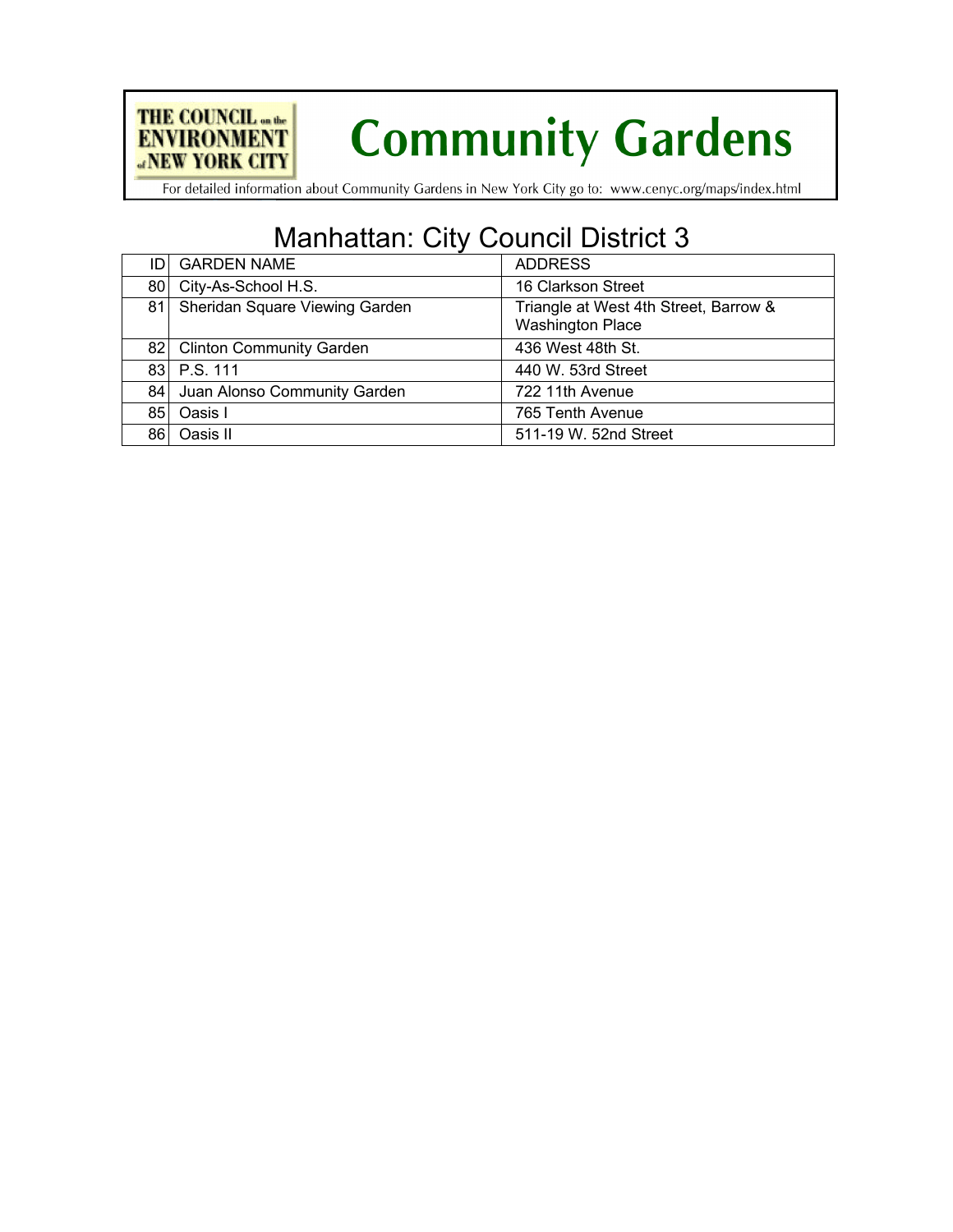THE COUNCIL on the ENVIRONMENT of NEW YORK CITY

# Community Gardens

For detailed information about Community Gardens in New York City go to: www.cenyc.org/maps/index.html

## Manhattan: City Council District 3

| ID | GARDEN NAME | ADDRESS |
|---|---|---|
| 80 | City-As-School H.S. | 16 Clarkson Street |
| 81 | Sheridan Square Viewing Garden | Triangle at West 4th Street, Barrow & Washington Place |
| 82 | Clinton Community Garden | 436 West 48th St. |
| 83 | P.S. 111 | 440 W. 53rd Street |
| 84 | Juan Alonso Community Garden | 722 11th Avenue |
| 85 | Oasis I | 765 Tenth Avenue |
| 86 | Oasis II | 511-19 W. 52nd Street |